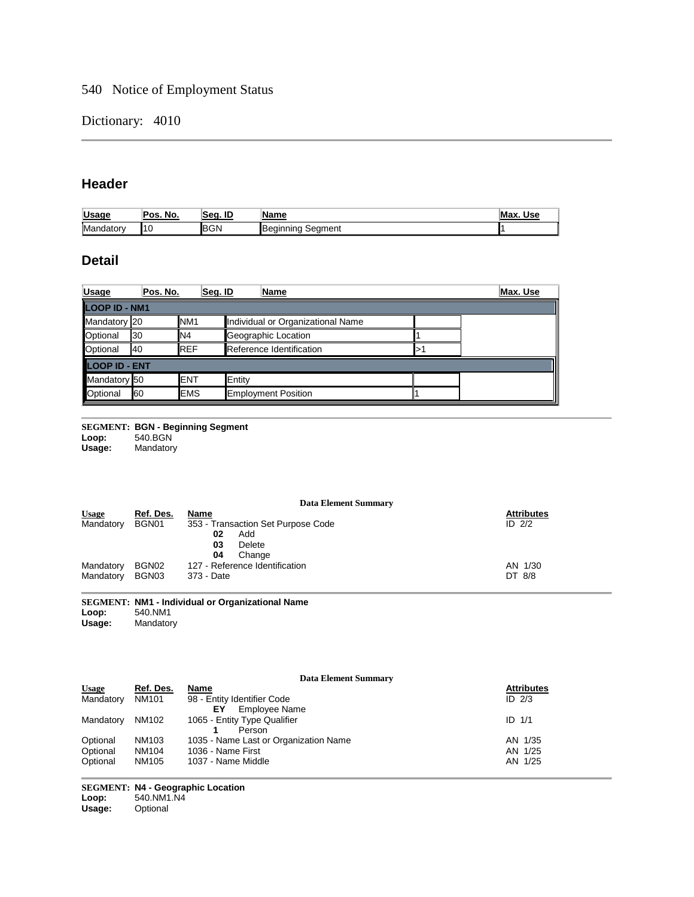# 540 Notice of Employment Status

Dictionary: 4010

## Header

| Usage | Pos. No. | Seg. ID | Name | Max. Use |
|---|---|---|---|---|
| Mandatory | 10 | BGN | Beginning Segment | 1 |

## Detail

| Usage | Pos. No. | Seg. ID | Name | Max. Use |
|---|---|---|---|---|
| **LOOP ID - NM1** | | | | |
| Mandatory | 20 | NM1 | Individual or Organizational Name | |
| Optional | 30 | N4 | Geographic Location | 1 |
| Optional | 40 | REF | Reference Identification | >1 |
| **LOOP ID - ENT** | | | | |
| Mandatory | 50 | ENT | Entity | |
| Optional | 60 | EMS | Employment Position | 1 |

---

**SEGMENT: BGN - Beginning Segment**
**Loop:** 540.BGN
**Usage:** Mandatory

**Data Element Summary**

| Usage | Ref. Des. | Name | Attributes |
|---|---|---|---|
| Mandatory | BGN01 | 353 - Transaction Set Purpose Code<br>**02** Add<br>**03** Delete<br>**04** Change | ID 2/2 |
| Mandatory | BGN02 | 127 - Reference Identification | AN 1/30 |
| Mandatory | BGN03 | 373 - Date | DT 8/8 |

---

**SEGMENT: NM1 - Individual or Organizational Name**
**Loop:** 540.NM1
**Usage:** Mandatory

**Data Element Summary**

| Usage | Ref. Des. | Name | Attributes |
|---|---|---|---|
| Mandatory | NM101 | 98 - Entity Identifier Code<br>**EY** Employee Name | ID 2/3 |
| Mandatory | NM102 | 1065 - Entity Type Qualifier<br>**1** Person | ID 1/1 |
| Optional | NM103 | 1035 - Name Last or Organization Name | AN 1/35 |
| Optional | NM104 | 1036 - Name First | AN 1/25 |
| Optional | NM105 | 1037 - Name Middle | AN 1/25 |

---

**SEGMENT: N4 - Geographic Location**
**Loop:** 540.NM1.N4
**Usage:** Optional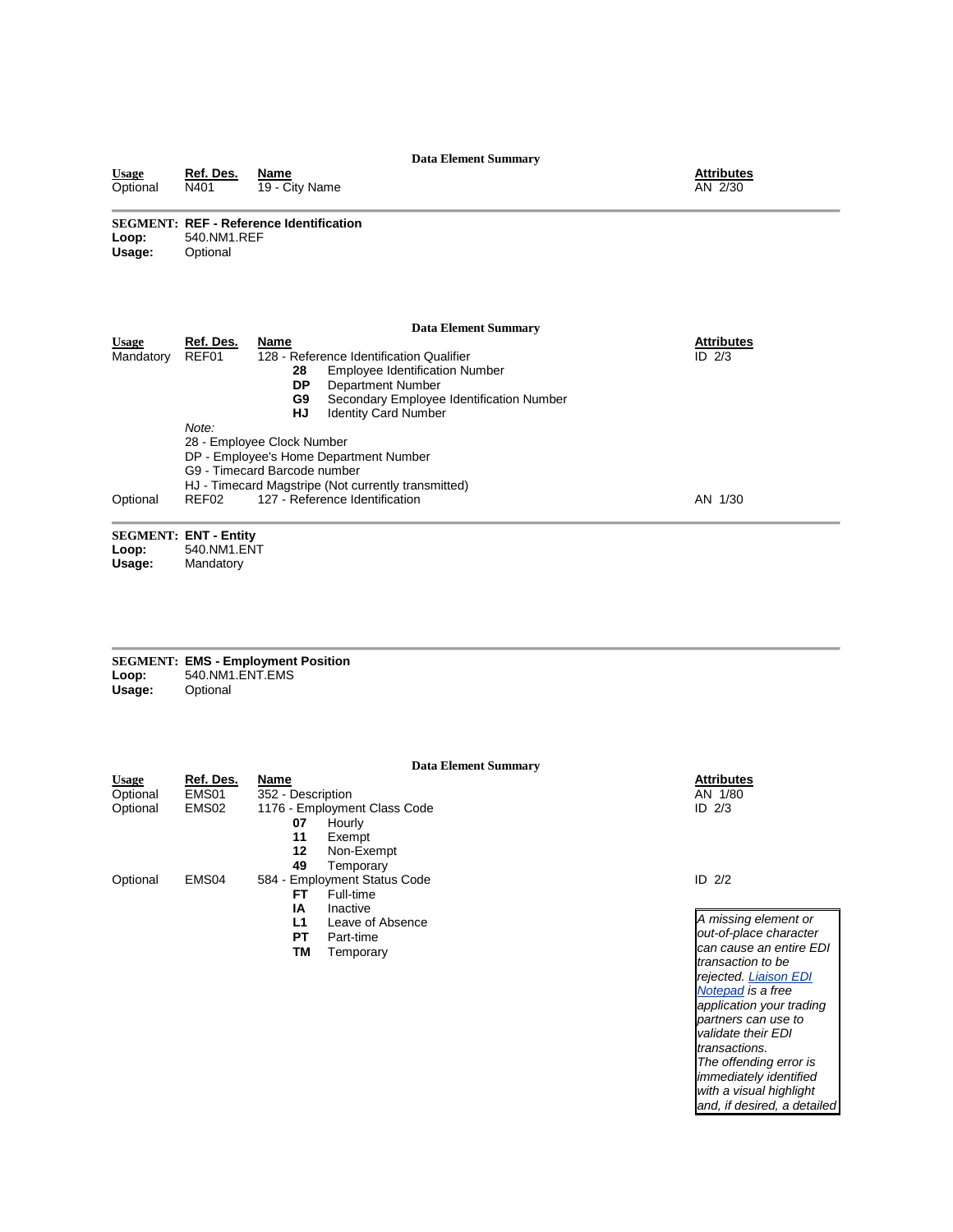**Data Element Summary**

| Usage | Ref. Des. | Name | Attributes |
|---|---|---|---|
| Optional | N401 | 19 - City Name | AN 2/30 |

**SEGMENT: REF - Reference Identification**
**Loop:** 540.NM1.REF
**Usage:** Optional

**Data Element Summary**

| Usage | Ref. Des. | Name | Attributes |
|---|---|---|---|
| Mandatory | REF01 | 128 - Reference Identification Qualifier<br>**28** Employee Identification Number<br>**DP** Department Number<br>**G9** Secondary Employee Identification Number<br>**HJ** Identity Card Number | ID 2/3 |
| | | *Note:*<br>28 - Employee Clock Number<br>DP - Employee's Home Department Number<br>G9 - Timecard Barcode number<br>HJ - Timecard Magstripe (Not currently transmitted) | |
| Optional | REF02 | 127 - Reference Identification | AN 1/30 |

**SEGMENT: ENT - Entity**
**Loop:** 540.NM1.ENT
**Usage:** Mandatory

**SEGMENT: EMS - Employment Position**
**Loop:** 540.NM1.ENT.EMS
**Usage:** Optional

**Data Element Summary**

| Usage | Ref. Des. | Name | Attributes |
|---|---|---|---|
| Optional | EMS01 | 352 - Description | AN 1/80 |
| Optional | EMS02 | 1176 - Employment Class Code<br>**07** Hourly<br>**11** Exempt<br>**12** Non-Exempt<br>**49** Temporary | ID 2/3 |
| Optional | EMS04 | 584 - Employment Status Code<br>**FT** Full-time<br>**IA** Inactive<br>**L1** Leave of Absence<br>**PT** Part-time<br>**TM** Temporary | ID 2/2 |

*A missing element or out-of-place character can cause an entire EDI transaction to be rejected. [Liaison EDI Notepad] is a free application your trading partners can use to validate their EDI transactions. The offending error is immediately identified with a visual highlight and, if desired, a detailed*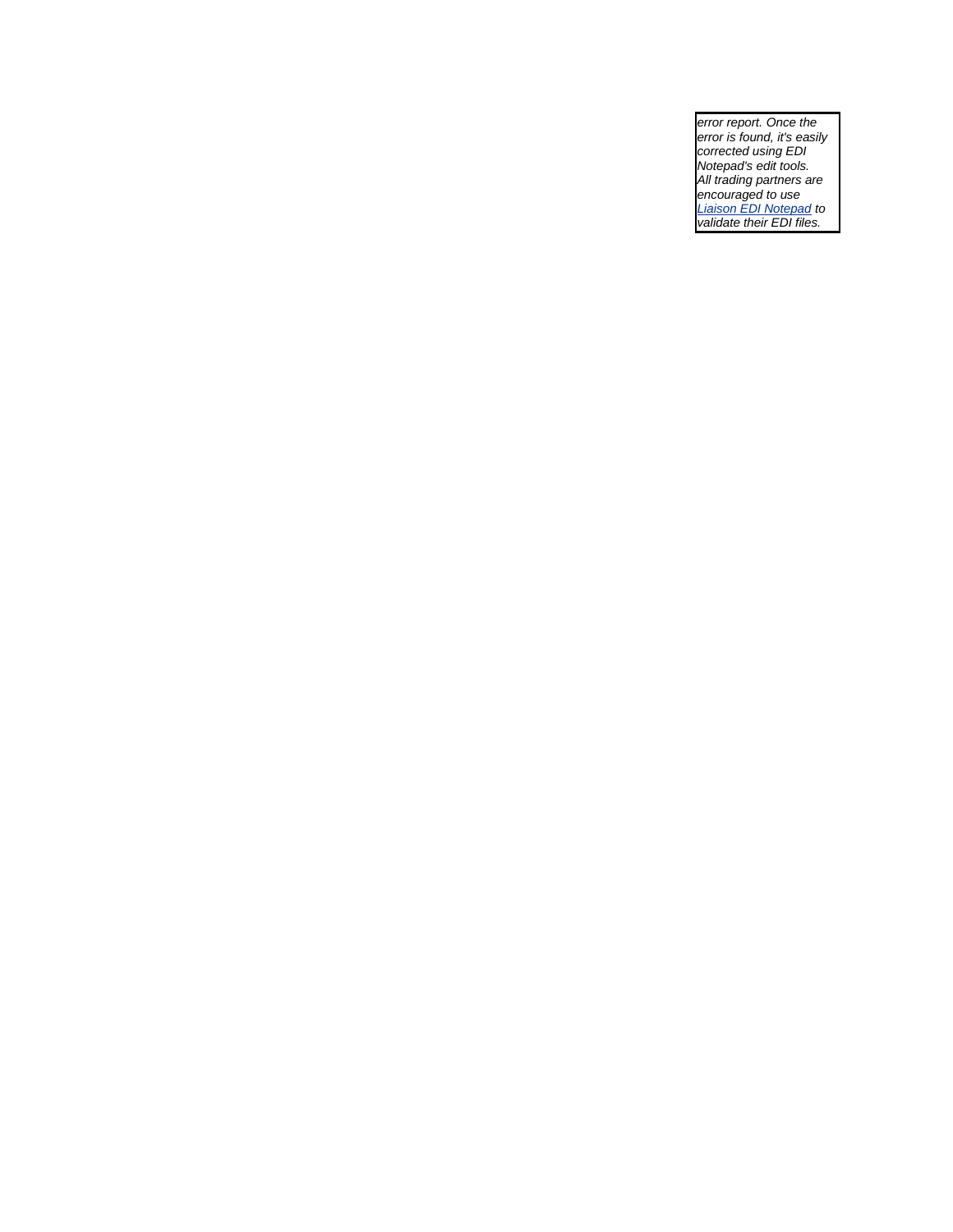*error report. Once the error is found, it's easily corrected using EDI Notepad's edit tools.*
*All trading partners are encouraged to use Liaison EDI Notepad to validate their EDI files.*